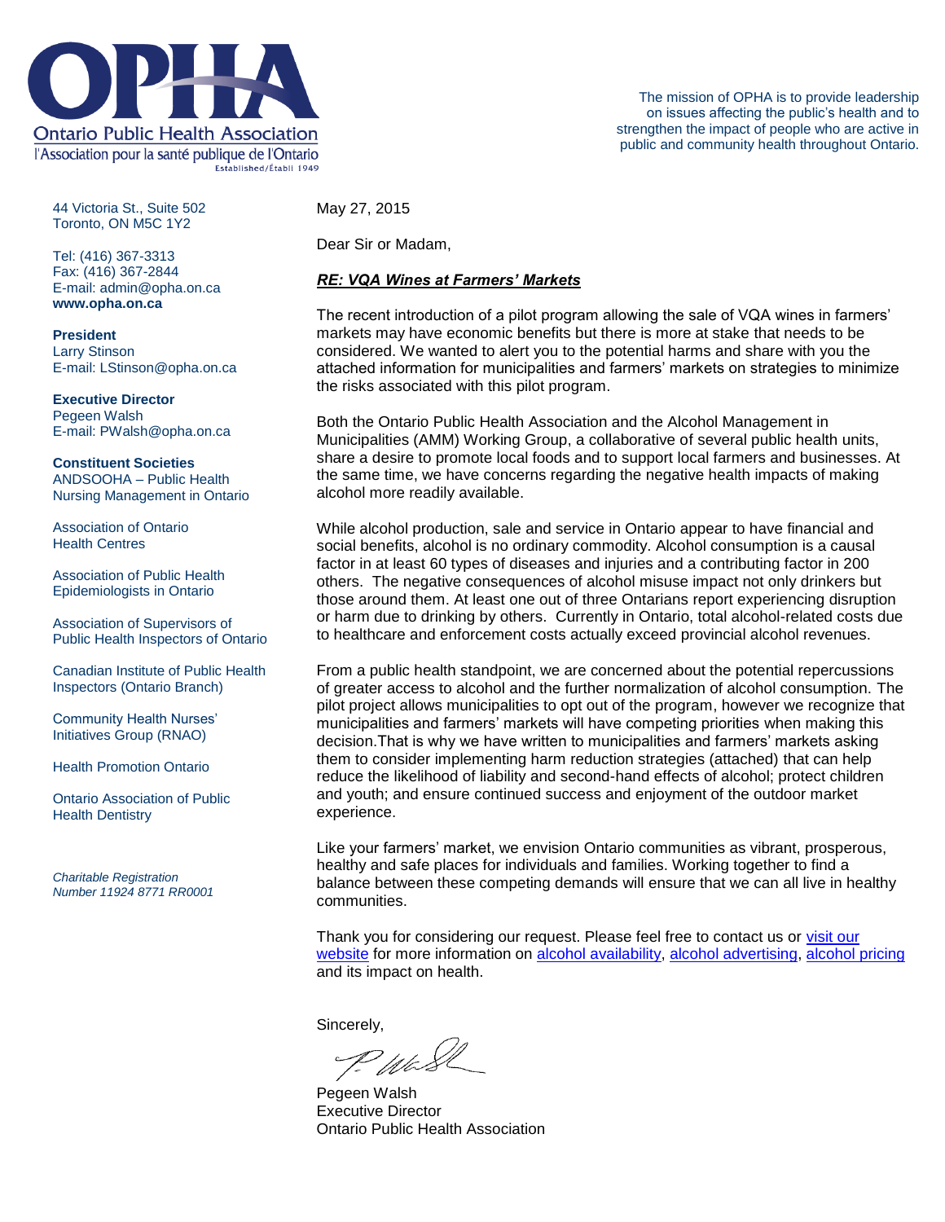# Ontario Public Health Association

l'Association pour la santé publique de l'Ontario

Established/Établi 1949

The mission of OPHA is to provide leadership on issues affecting the public's health and to strengthen the impact of people who are active in public and community health throughout Ontario.

44 Victoria St., Suite 502
Toronto, ON M5C 1Y2

Tel: (416) 367-3313
Fax: (416) 367-2844
E-mail: admin@opha.on.ca
**www.opha.on.ca**

**President**
Larry Stinson
E-mail: LStinson@opha.on.ca

**Executive Director**
Pegeen Walsh
E-mail: PWalsh@opha.on.ca

**Constituent Societies**

ANDSOOHA – Public Health Nursing Management in Ontario

Association of Ontario Health Centres

Association of Public Health Epidemiologists in Ontario

Association of Supervisors of Public Health Inspectors of Ontario

Canadian Institute of Public Health Inspectors (Ontario Branch)

Community Health Nurses' Initiatives Group (RNAO)

Health Promotion Ontario

Ontario Association of Public Health Dentistry

*Charitable Registration Number 11924 8771 RR0001*

May 27, 2015

Dear Sir or Madam,

***RE: VQA Wines at Farmers' Markets***

The recent introduction of a pilot program allowing the sale of VQA wines in farmers' markets may have economic benefits but there is more at stake that needs to be considered. We wanted to alert you to the potential harms and share with you the attached information for municipalities and farmers' markets on strategies to minimize the risks associated with this pilot program.

Both the Ontario Public Health Association and the Alcohol Management in Municipalities (AMM) Working Group, a collaborative of several public health units, share a desire to promote local foods and to support local farmers and businesses. At the same time, we have concerns regarding the negative health impacts of making alcohol more readily available.

While alcohol production, sale and service in Ontario appear to have financial and social benefits, alcohol is no ordinary commodity. Alcohol consumption is a causal factor in at least 60 types of diseases and injuries and a contributing factor in 200 others. The negative consequences of alcohol misuse impact not only drinkers but those around them. At least one out of three Ontarians report experiencing disruption or harm due to drinking by others. Currently in Ontario, total alcohol-related costs due to healthcare and enforcement costs actually exceed provincial alcohol revenues.

From a public health standpoint, we are concerned about the potential repercussions of greater access to alcohol and the further normalization of alcohol consumption. The pilot project allows municipalities to opt out of the program, however we recognize that municipalities and farmers' markets will have competing priorities when making this decision.That is why we have written to municipalities and farmers' markets asking them to consider implementing harm reduction strategies (attached) that can help reduce the likelihood of liability and second-hand effects of alcohol; protect children and youth; and ensure continued success and enjoyment of the outdoor market experience.

Like your farmers' market, we envision Ontario communities as vibrant, prosperous, healthy and safe places for individuals and families. Working together to find a balance between these competing demands will ensure that we can all live in healthy communities.

Thank you for considering our request. Please feel free to contact us or visit our website for more information on alcohol availability, alcohol advertising, alcohol pricing and its impact on health.

Sincerely,

Pegeen Walsh
Executive Director
Ontario Public Health Association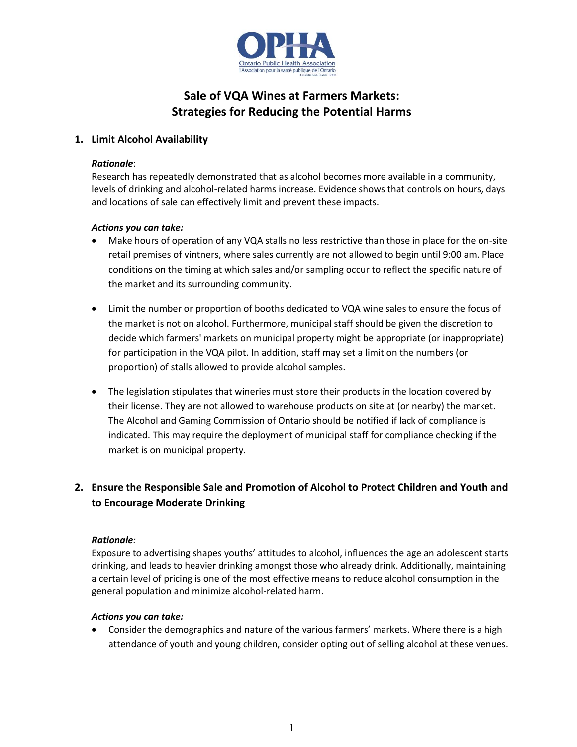# Sale of VQA Wines at Farmers Markets: Strategies for Reducing the Potential Harms

## 1. Limit Alcohol Availability

***Rationale*:**
Research has repeatedly demonstrated that as alcohol becomes more available in a community, levels of drinking and alcohol-related harms increase. Evidence shows that controls on hours, days and locations of sale can effectively limit and prevent these impacts.

***Actions you can take:***

- Make hours of operation of any VQA stalls no less restrictive than those in place for the on-site retail premises of vintners, where sales currently are not allowed to begin until 9:00 am. Place conditions on the timing at which sales and/or sampling occur to reflect the specific nature of the market and its surrounding community.
- Limit the number or proportion of booths dedicated to VQA wine sales to ensure the focus of the market is not on alcohol. Furthermore, municipal staff should be given the discretion to decide which farmers' markets on municipal property might be appropriate (or inappropriate) for participation in the VQA pilot. In addition, staff may set a limit on the numbers (or proportion) of stalls allowed to provide alcohol samples.
- The legislation stipulates that wineries must store their products in the location covered by their license. They are not allowed to warehouse products on site at (or nearby) the market. The Alcohol and Gaming Commission of Ontario should be notified if lack of compliance is indicated. This may require the deployment of municipal staff for compliance checking if the market is on municipal property.

## 2. Ensure the Responsible Sale and Promotion of Alcohol to Protect Children and Youth and to Encourage Moderate Drinking

***Rationale*:**
Exposure to advertising shapes youths' attitudes to alcohol, influences the age an adolescent starts drinking, and leads to heavier drinking amongst those who already drink. Additionally, maintaining a certain level of pricing is one of the most effective means to reduce alcohol consumption in the general population and minimize alcohol-related harm.

***Actions you can take:***

- Consider the demographics and nature of the various farmers' markets. Where there is a high attendance of youth and young children, consider opting out of selling alcohol at these venues.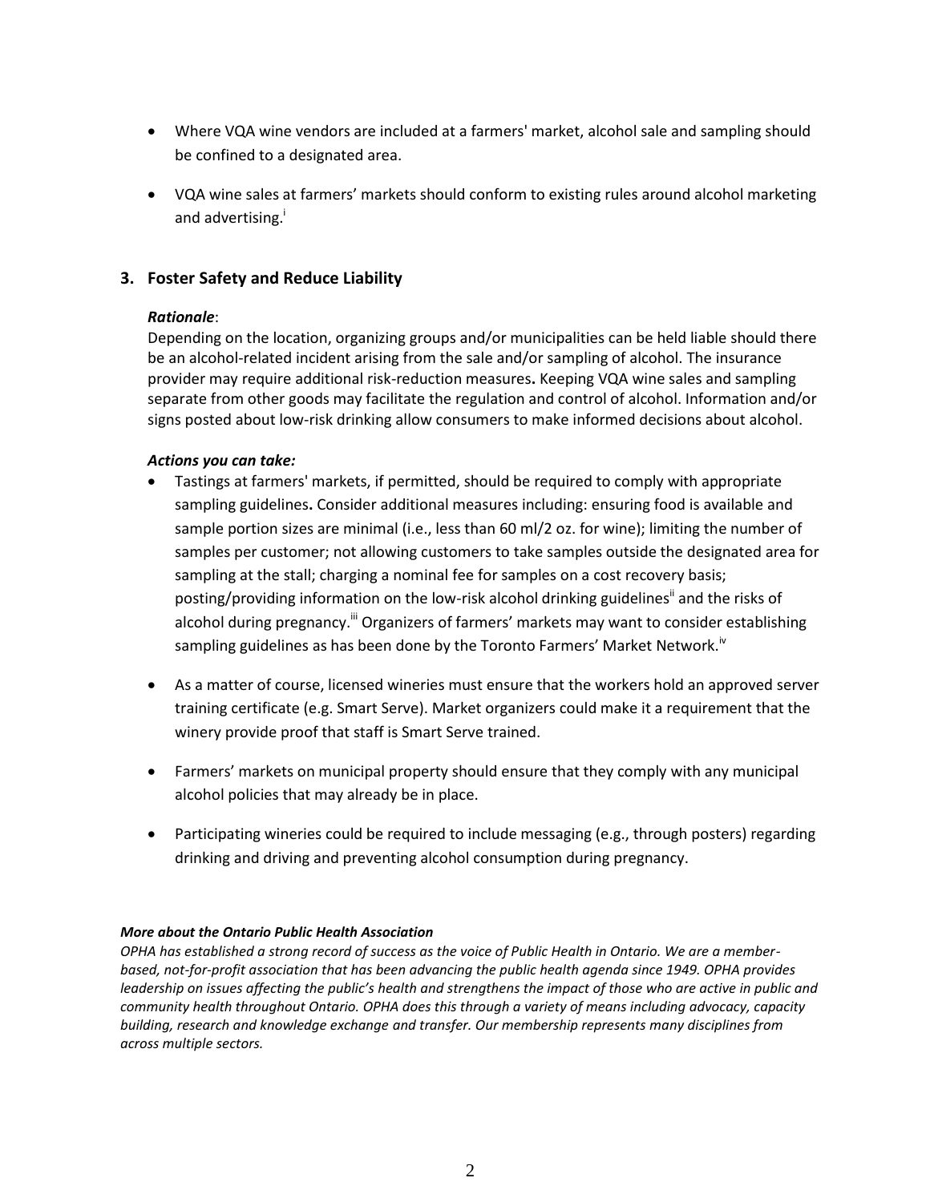- Where VQA wine vendors are included at a farmers' market, alcohol sale and sampling should be confined to a designated area.
- VQA wine sales at farmers' markets should conform to existing rules around alcohol marketing and advertising.[i]

## 3. Foster Safety and Reduce Liability

***Rationale***:

Depending on the location, organizing groups and/or municipalities can be held liable should there be an alcohol-related incident arising from the sale and/or sampling of alcohol. The insurance provider may require additional risk-reduction measures**.** Keeping VQA wine sales and sampling separate from other goods may facilitate the regulation and control of alcohol. Information and/or signs posted about low-risk drinking allow consumers to make informed decisions about alcohol.

***Actions you can take:***

- Tastings at farmers' markets, if permitted, should be required to comply with appropriate sampling guidelines**.** Consider additional measures including: ensuring food is available and sample portion sizes are minimal (i.e., less than 60 ml/2 oz. for wine); limiting the number of samples per customer; not allowing customers to take samples outside the designated area for sampling at the stall; charging a nominal fee for samples on a cost recovery basis; posting/providing information on the low-risk alcohol drinking guidelines[ii] and the risks of alcohol during pregnancy.[iii] Organizers of farmers' markets may want to consider establishing sampling guidelines as has been done by the Toronto Farmers' Market Network.[iv]
- As a matter of course, licensed wineries must ensure that the workers hold an approved server training certificate (e.g. Smart Serve). Market organizers could make it a requirement that the winery provide proof that staff is Smart Serve trained.
- Farmers' markets on municipal property should ensure that they comply with any municipal alcohol policies that may already be in place.
- Participating wineries could be required to include messaging (e.g., through posters) regarding drinking and driving and preventing alcohol consumption during pregnancy.

***More about the Ontario Public Health Association***

*OPHA has established a strong record of success as the voice of Public Health in Ontario. We are a member-based, not-for-profit association that has been advancing the public health agenda since 1949. OPHA provides leadership on issues affecting the public's health and strengthens the impact of those who are active in public and community health throughout Ontario. OPHA does this through a variety of means including advocacy, capacity building, research and knowledge exchange and transfer. Our membership represents many disciplines from across multiple sectors.*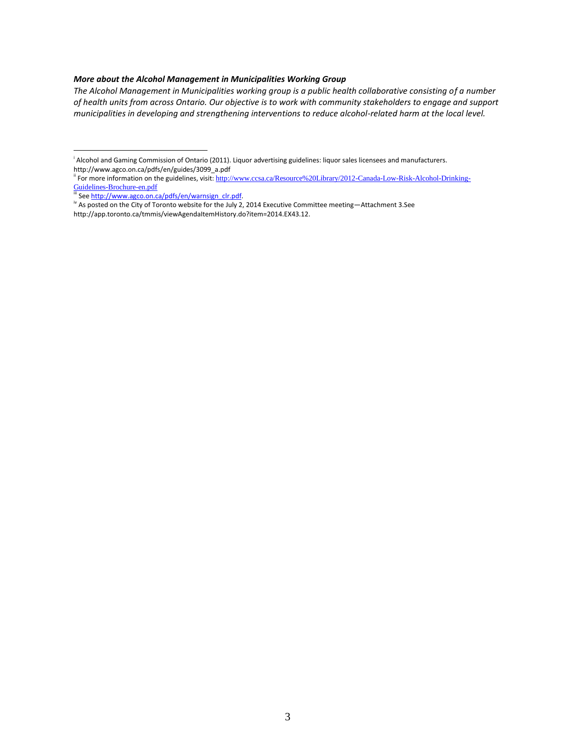***More about the Alcohol Management in Municipalities Working Group***

*The Alcohol Management in Municipalities working group is a public health collaborative consisting of a number of health units from across Ontario. Our objective is to work with community stakeholders to engage and support municipalities in developing and strengthening interventions to reduce alcohol-related harm at the local level.*

---

[i] Alcohol and Gaming Commission of Ontario (2011). Liquor advertising guidelines: liquor sales licensees and manufacturers. http://www.agco.on.ca/pdfs/en/guides/3099_a.pdf

[ii] For more information on the guidelines, visit: http://www.ccsa.ca/Resource%20Library/2012-Canada-Low-Risk-Alcohol-Drinking-Guidelines-Brochure-en.pdf

[iii] See http://www.agco.on.ca/pdfs/en/warnsign_clr.pdf.

[iv] As posted on the City of Toronto website for the July 2, 2014 Executive Committee meeting—Attachment 3.See http://app.toronto.ca/tmmis/viewAgendaItemHistory.do?item=2014.EX43.12.